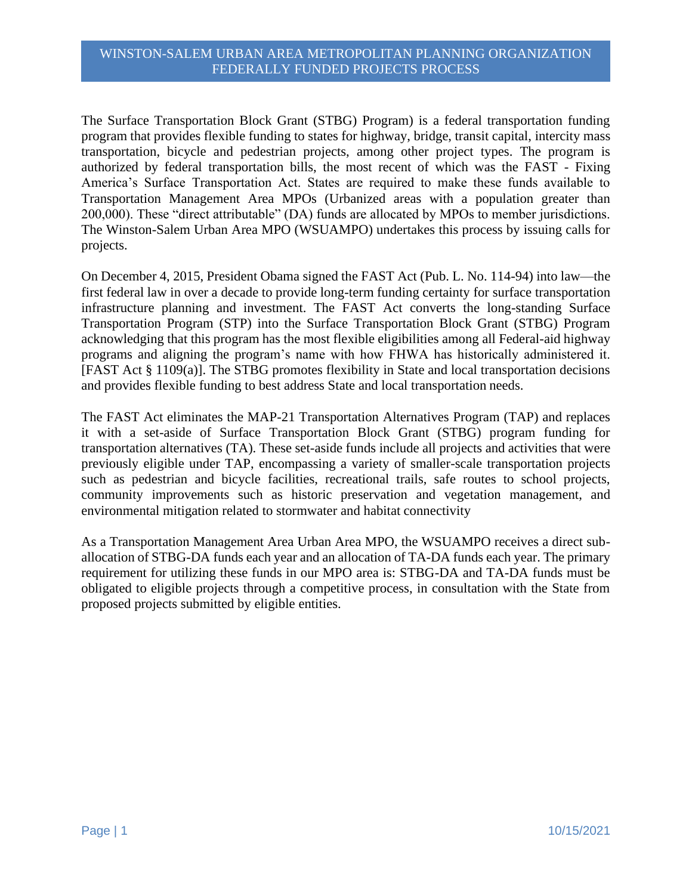# WINSTON-SALEM URBAN AREA METROPOLITAN PLANNING ORGANIZATION FEDERALLY FUNDED PROJECTS PROCESS

The Surface Transportation Block Grant (STBG) Program) is a federal transportation funding program that provides flexible funding to states for highway, bridge, transit capital, intercity mass transportation, bicycle and pedestrian projects, among other project types. The program is authorized by federal transportation bills, the most recent of which was the FAST - Fixing America's Surface Transportation Act. States are required to make these funds available to Transportation Management Area MPOs (Urbanized areas with a population greater than 200,000). These "direct attributable" (DA) funds are allocated by MPOs to member jurisdictions. The Winston-Salem Urban Area MPO (WSUAMPO) undertakes this process by issuing calls for projects.

On December 4, 2015, President Obama signed the FAST Act (Pub. L. No. 114-94) into law—the first federal law in over a decade to provide long-term funding certainty for surface transportation infrastructure planning and investment. The FAST Act converts the long-standing Surface Transportation Program (STP) into the Surface Transportation Block Grant (STBG) Program acknowledging that this program has the most flexible eligibilities among all Federal-aid highway programs and aligning the program's name with how FHWA has historically administered it. [FAST Act § 1109(a)]. The STBG promotes flexibility in State and local transportation decisions and provides flexible funding to best address State and local transportation needs.

The FAST Act eliminates the MAP-21 Transportation Alternatives Program (TAP) and replaces it with a set-aside of Surface Transportation Block Grant (STBG) program funding for transportation alternatives (TA). These set-aside funds include all projects and activities that were previously eligible under TAP, encompassing a variety of smaller-scale transportation projects such as pedestrian and bicycle facilities, recreational trails, safe routes to school projects, community improvements such as historic preservation and vegetation management, and environmental mitigation related to stormwater and habitat connectivity

As a Transportation Management Area Urban Area MPO, the WSUAMPO receives a direct sub-allocation of STBG-DA funds each year and an allocation of TA-DA funds each year. The primary requirement for utilizing these funds in our MPO area is: STBG-DA and TA-DA funds must be obligated to eligible projects through a competitive process, in consultation with the State from proposed projects submitted by eligible entities.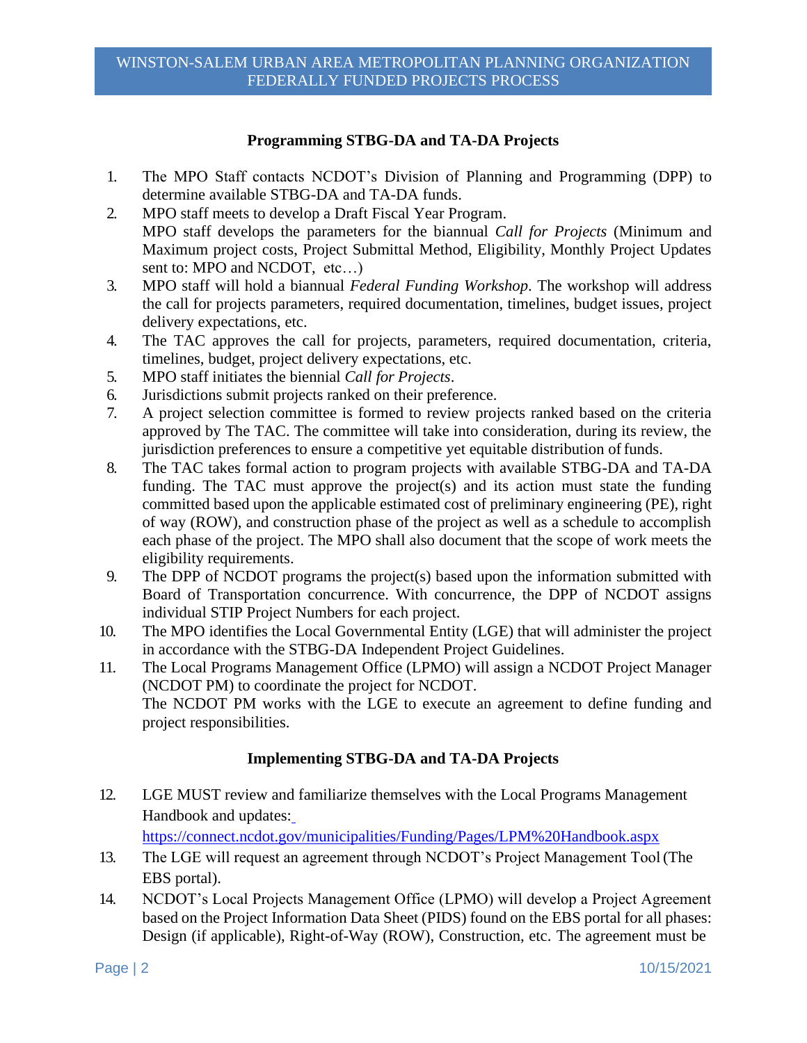## Programming STBG-DA and TA-DA Projects

1. The MPO Staff contacts NCDOT's Division of Planning and Programming (DPP) to determine available STBG-DA and TA-DA funds.
2. MPO staff meets to develop a Draft Fiscal Year Program.
   MPO staff develops the parameters for the biannual *Call for Projects* (Minimum and Maximum project costs, Project Submittal Method, Eligibility, Monthly Project Updates sent to: MPO and NCDOT, etc…)
3. MPO staff will hold a biannual *Federal Funding Workshop*. The workshop will address the call for projects parameters, required documentation, timelines, budget issues, project delivery expectations, etc.
4. The TAC approves the call for projects, parameters, required documentation, criteria, timelines, budget, project delivery expectations, etc.
5. MPO staff initiates the biennial *Call for Projects*.
6. Jurisdictions submit projects ranked on their preference.
7. A project selection committee is formed to review projects ranked based on the criteria approved by The TAC. The committee will take into consideration, during its review, the jurisdiction preferences to ensure a competitive yet equitable distribution of funds.
8. The TAC takes formal action to program projects with available STBG-DA and TA-DA funding. The TAC must approve the project(s) and its action must state the funding committed based upon the applicable estimated cost of preliminary engineering (PE), right of way (ROW), and construction phase of the project as well as a schedule to accomplish each phase of the project. The MPO shall also document that the scope of work meets the eligibility requirements.
9. The DPP of NCDOT programs the project(s) based upon the information submitted with Board of Transportation concurrence. With concurrence, the DPP of NCDOT assigns individual STIP Project Numbers for each project.
10. The MPO identifies the Local Governmental Entity (LGE) that will administer the project in accordance with the STBG-DA Independent Project Guidelines.
11. The Local Programs Management Office (LPMO) will assign a NCDOT Project Manager (NCDOT PM) to coordinate the project for NCDOT.
    The NCDOT PM works with the LGE to execute an agreement to define funding and project responsibilities.

## Implementing STBG-DA and TA-DA Projects

12. LGE MUST review and familiarize themselves with the Local Programs Management Handbook and updates: https://connect.ncdot.gov/municipalities/Funding/Pages/LPM%20Handbook.aspx
13. The LGE will request an agreement through NCDOT's Project Management Tool (The EBS portal).
14. NCDOT's Local Projects Management Office (LPMO) will develop a Project Agreement based on the Project Information Data Sheet (PIDS) found on the EBS portal for all phases: Design (if applicable), Right-of-Way (ROW), Construction, etc. The agreement must be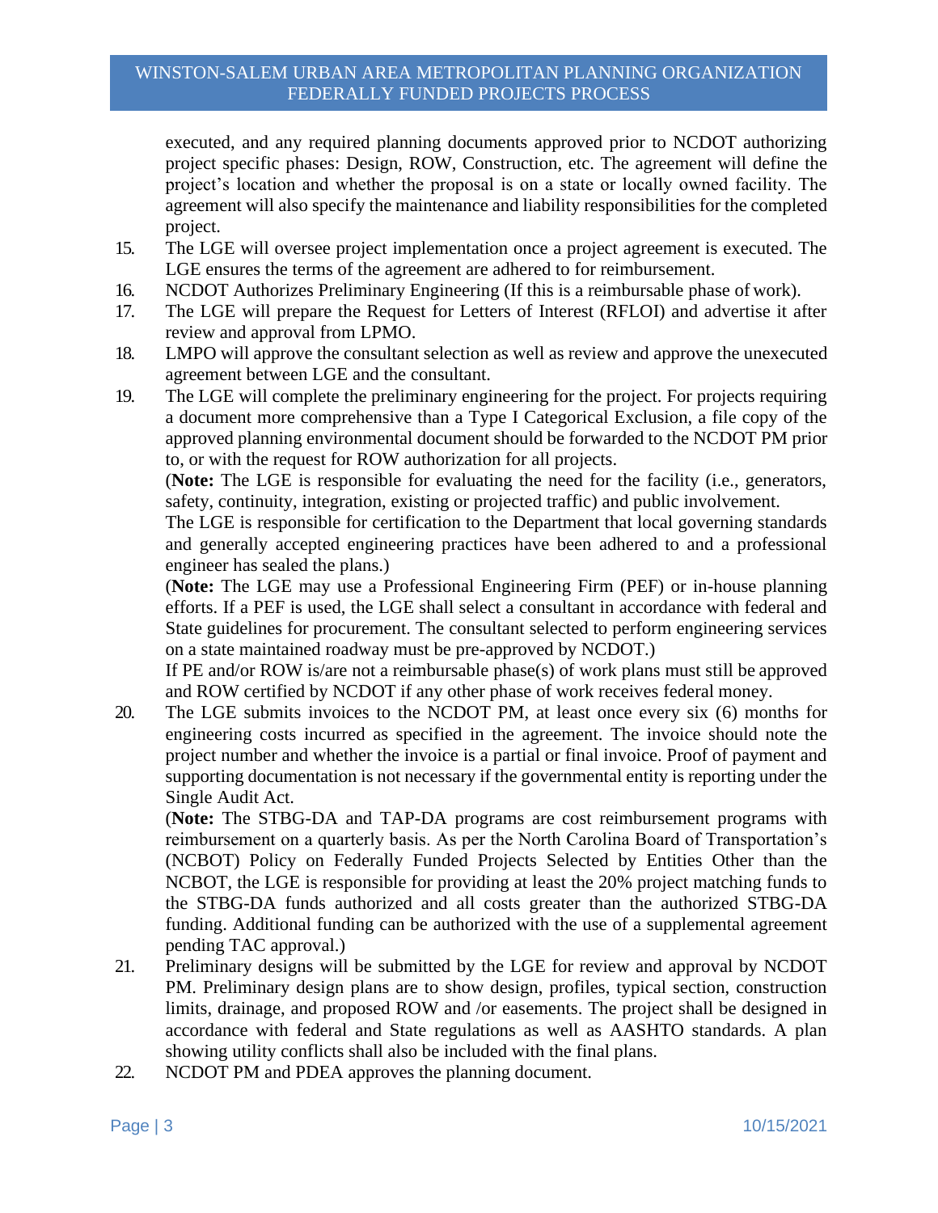executed, and any required planning documents approved prior to NCDOT authorizing project specific phases: Design, ROW, Construction, etc. The agreement will define the project's location and whether the proposal is on a state or locally owned facility. The agreement will also specify the maintenance and liability responsibilities for the completed project.

15. The LGE will oversee project implementation once a project agreement is executed. The LGE ensures the terms of the agreement are adhered to for reimbursement.
16. NCDOT Authorizes Preliminary Engineering (If this is a reimbursable phase of work).
17. The LGE will prepare the Request for Letters of Interest (RFLOI) and advertise it after review and approval from LPMO.
18. LMPO will approve the consultant selection as well as review and approve the unexecuted agreement between LGE and the consultant.
19. The LGE will complete the preliminary engineering for the project. For projects requiring a document more comprehensive than a Type I Categorical Exclusion, a file copy of the approved planning environmental document should be forwarded to the NCDOT PM prior to, or with the request for ROW authorization for all projects.

    (**Note:** The LGE is responsible for evaluating the need for the facility (i.e., generators, safety, continuity, integration, existing or projected traffic) and public involvement.

    The LGE is responsible for certification to the Department that local governing standards and generally accepted engineering practices have been adhered to and a professional engineer has sealed the plans.)

    (**Note:** The LGE may use a Professional Engineering Firm (PEF) or in-house planning efforts. If a PEF is used, the LGE shall select a consultant in accordance with federal and State guidelines for procurement. The consultant selected to perform engineering services on a state maintained roadway must be pre-approved by NCDOT.)

    If PE and/or ROW is/are not a reimbursable phase(s) of work plans must still be approved and ROW certified by NCDOT if any other phase of work receives federal money.
20. The LGE submits invoices to the NCDOT PM, at least once every six (6) months for engineering costs incurred as specified in the agreement. The invoice should note the project number and whether the invoice is a partial or final invoice. Proof of payment and supporting documentation is not necessary if the governmental entity is reporting under the Single Audit Act.

    (**Note:** The STBG-DA and TAP-DA programs are cost reimbursement programs with reimbursement on a quarterly basis. As per the North Carolina Board of Transportation's (NCBOT) Policy on Federally Funded Projects Selected by Entities Other than the NCBOT, the LGE is responsible for providing at least the 20% project matching funds to the STBG-DA funds authorized and all costs greater than the authorized STBG-DA funding. Additional funding can be authorized with the use of a supplemental agreement pending TAC approval.)
21. Preliminary designs will be submitted by the LGE for review and approval by NCDOT PM. Preliminary design plans are to show design, profiles, typical section, construction limits, drainage, and proposed ROW and /or easements. The project shall be designed in accordance with federal and State regulations as well as AASHTO standards. A plan showing utility conflicts shall also be included with the final plans.
22. NCDOT PM and PDEA approves the planning document.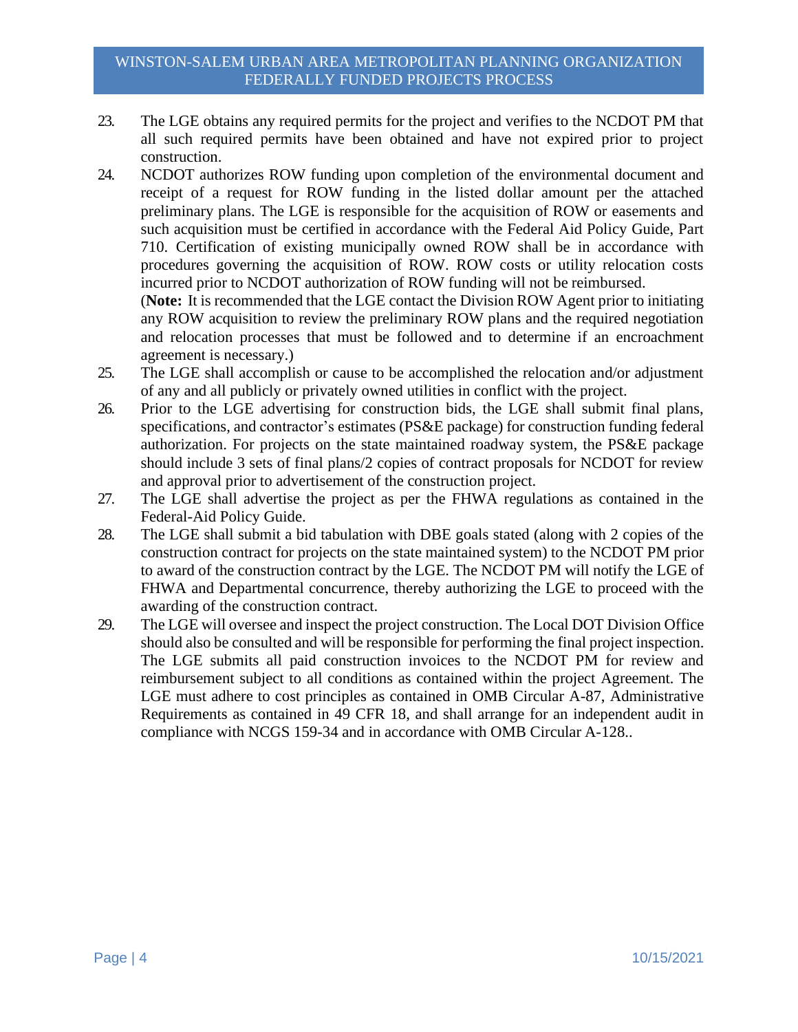23. The LGE obtains any required permits for the project and verifies to the NCDOT PM that all such required permits have been obtained and have not expired prior to project construction.
24. NCDOT authorizes ROW funding upon completion of the environmental document and receipt of a request for ROW funding in the listed dollar amount per the attached preliminary plans. The LGE is responsible for the acquisition of ROW or easements and such acquisition must be certified in accordance with the Federal Aid Policy Guide, Part 710. Certification of existing municipally owned ROW shall be in accordance with procedures governing the acquisition of ROW. ROW costs or utility relocation costs incurred prior to NCDOT authorization of ROW funding will not be reimbursed.
(**Note:** It is recommended that the LGE contact the Division ROW Agent prior to initiating any ROW acquisition to review the preliminary ROW plans and the required negotiation and relocation processes that must be followed and to determine if an encroachment agreement is necessary.)
25. The LGE shall accomplish or cause to be accomplished the relocation and/or adjustment of any and all publicly or privately owned utilities in conflict with the project.
26. Prior to the LGE advertising for construction bids, the LGE shall submit final plans, specifications, and contractor's estimates (PS&E package) for construction funding federal authorization. For projects on the state maintained roadway system, the PS&E package should include 3 sets of final plans/2 copies of contract proposals for NCDOT for review and approval prior to advertisement of the construction project.
27. The LGE shall advertise the project as per the FHWA regulations as contained in the Federal-Aid Policy Guide.
28. The LGE shall submit a bid tabulation with DBE goals stated (along with 2 copies of the construction contract for projects on the state maintained system) to the NCDOT PM prior to award of the construction contract by the LGE. The NCDOT PM will notify the LGE of FHWA and Departmental concurrence, thereby authorizing the LGE to proceed with the awarding of the construction contract.
29. The LGE will oversee and inspect the project construction. The Local DOT Division Office should also be consulted and will be responsible for performing the final project inspection. The LGE submits all paid construction invoices to the NCDOT PM for review and reimbursement subject to all conditions as contained within the project Agreement. The LGE must adhere to cost principles as contained in OMB Circular A-87, Administrative Requirements as contained in 49 CFR 18, and shall arrange for an independent audit in compliance with NCGS 159-34 and in accordance with OMB Circular A-128..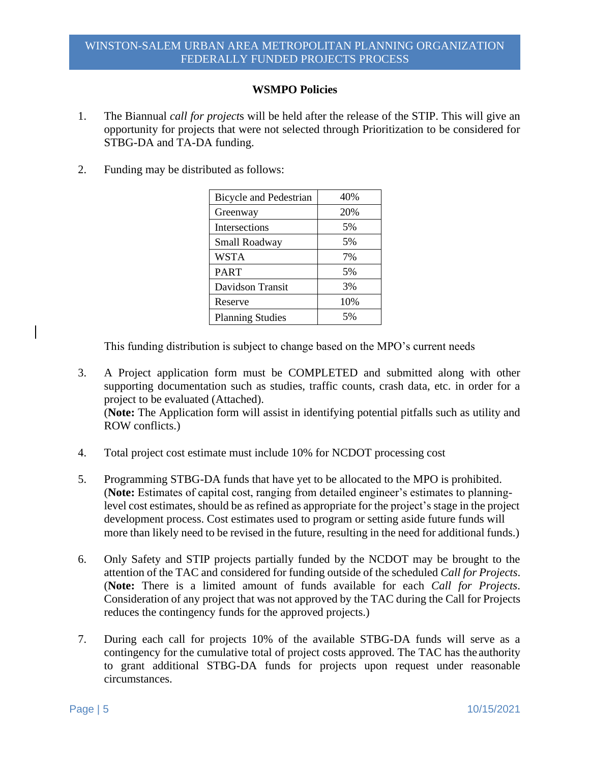## WSMPO Policies

1. The Biannual *call for projects* will be held after the release of the STIP. This will give an opportunity for projects that were not selected through Prioritization to be considered for STBG-DA and TA-DA funding.

2. Funding may be distributed as follows:

| Bicycle and Pedestrian | 40% |
|---|---|
| Greenway | 20% |
| Intersections | 5% |
| Small Roadway | 5% |
| WSTA | 7% |
| PART | 5% |
| Davidson Transit | 3% |
| Reserve | 10% |
| Planning Studies | 5% |

   This funding distribution is subject to change based on the MPO's current needs

3. A Project application form must be COMPLETED and submitted along with other supporting documentation such as studies, traffic counts, crash data, etc. in order for a project to be evaluated (Attached).
   (**Note:** The Application form will assist in identifying potential pitfalls such as utility and ROW conflicts.)

4. Total project cost estimate must include 10% for NCDOT processing cost

5. Programming STBG-DA funds that have yet to be allocated to the MPO is prohibited.
   (**Note:** Estimates of capital cost, ranging from detailed engineer's estimates to planning-level cost estimates, should be as refined as appropriate for the project's stage in the project development process. Cost estimates used to program or setting aside future funds will more than likely need to be revised in the future, resulting in the need for additional funds.)

6. Only Safety and STIP projects partially funded by the NCDOT may be brought to the attention of the TAC and considered for funding outside of the scheduled *Call for Projects*.
   (**Note:** There is a limited amount of funds available for each *Call for Projects*. Consideration of any project that was not approved by the TAC during the Call for Projects reduces the contingency funds for the approved projects.)

7. During each call for projects 10% of the available STBG-DA funds will serve as a contingency for the cumulative total of project costs approved. The TAC has the authority to grant additional STBG-DA funds for projects upon request under reasonable circumstances.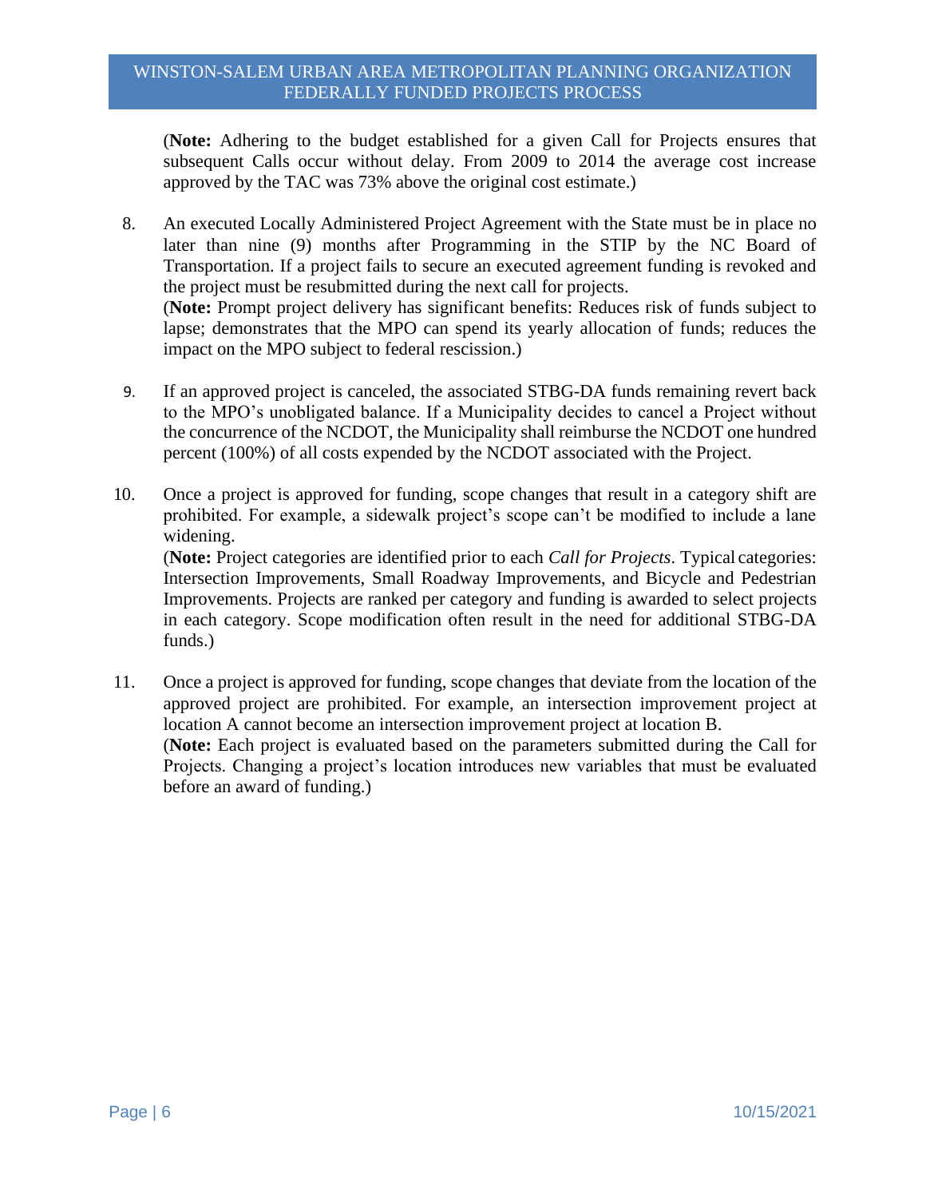(**Note:** Adhering to the budget established for a given Call for Projects ensures that subsequent Calls occur without delay. From 2009 to 2014 the average cost increase approved by the TAC was 73% above the original cost estimate.)

8. An executed Locally Administered Project Agreement with the State must be in place no later than nine (9) months after Programming in the STIP by the NC Board of Transportation. If a project fails to secure an executed agreement funding is revoked and the project must be resubmitted during the next call for projects.
   (**Note:** Prompt project delivery has significant benefits: Reduces risk of funds subject to lapse; demonstrates that the MPO can spend its yearly allocation of funds; reduces the impact on the MPO subject to federal rescission.)

9. If an approved project is canceled, the associated STBG-DA funds remaining revert back to the MPO's unobligated balance. If a Municipality decides to cancel a Project without the concurrence of the NCDOT, the Municipality shall reimburse the NCDOT one hundred percent (100%) of all costs expended by the NCDOT associated with the Project.

10. Once a project is approved for funding, scope changes that result in a category shift are prohibited. For example, a sidewalk project's scope can't be modified to include a lane widening.
    (**Note:** Project categories are identified prior to each *Call for Projects*. Typical categories: Intersection Improvements, Small Roadway Improvements, and Bicycle and Pedestrian Improvements. Projects are ranked per category and funding is awarded to select projects in each category. Scope modification often result in the need for additional STBG-DA funds.)

11. Once a project is approved for funding, scope changes that deviate from the location of the approved project are prohibited. For example, an intersection improvement project at location A cannot become an intersection improvement project at location B.
    (**Note:** Each project is evaluated based on the parameters submitted during the Call for Projects. Changing a project's location introduces new variables that must be evaluated before an award of funding.)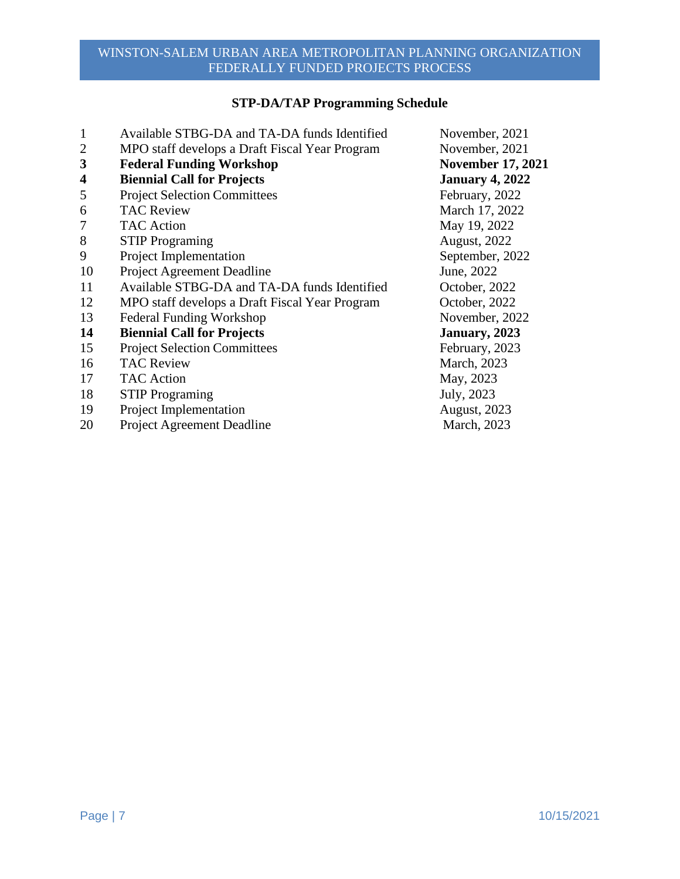# STP-DA/TAP Programming Schedule

| | | |
|---|---|---|
| 1 | Available STBG-DA and TA-DA funds Identified | November, 2021 |
| 2 | MPO staff develops a Draft Fiscal Year Program | November, 2021 |
| **3** | **Federal Funding Workshop** | **November 17, 2021** |
| **4** | **Biennial Call for Projects** | **January 4, 2022** |
| 5 | Project Selection Committees | February, 2022 |
| 6 | TAC Review | March 17, 2022 |
| 7 | TAC Action | May 19, 2022 |
| 8 | STIP Programing | August, 2022 |
| 9 | Project Implementation | September, 2022 |
| 10 | Project Agreement Deadline | June, 2022 |
| 11 | Available STBG-DA and TA-DA funds Identified | October, 2022 |
| 12 | MPO staff develops a Draft Fiscal Year Program | October, 2022 |
| 13 | Federal Funding Workshop | November, 2022 |
| **14** | **Biennial Call for Projects** | **January, 2023** |
| 15 | Project Selection Committees | February, 2023 |
| 16 | TAC Review | March, 2023 |
| 17 | TAC Action | May, 2023 |
| 18 | STIP Programing | July, 2023 |
| 19 | Project Implementation | August, 2023 |
| 20 | Project Agreement Deadline | March, 2023 |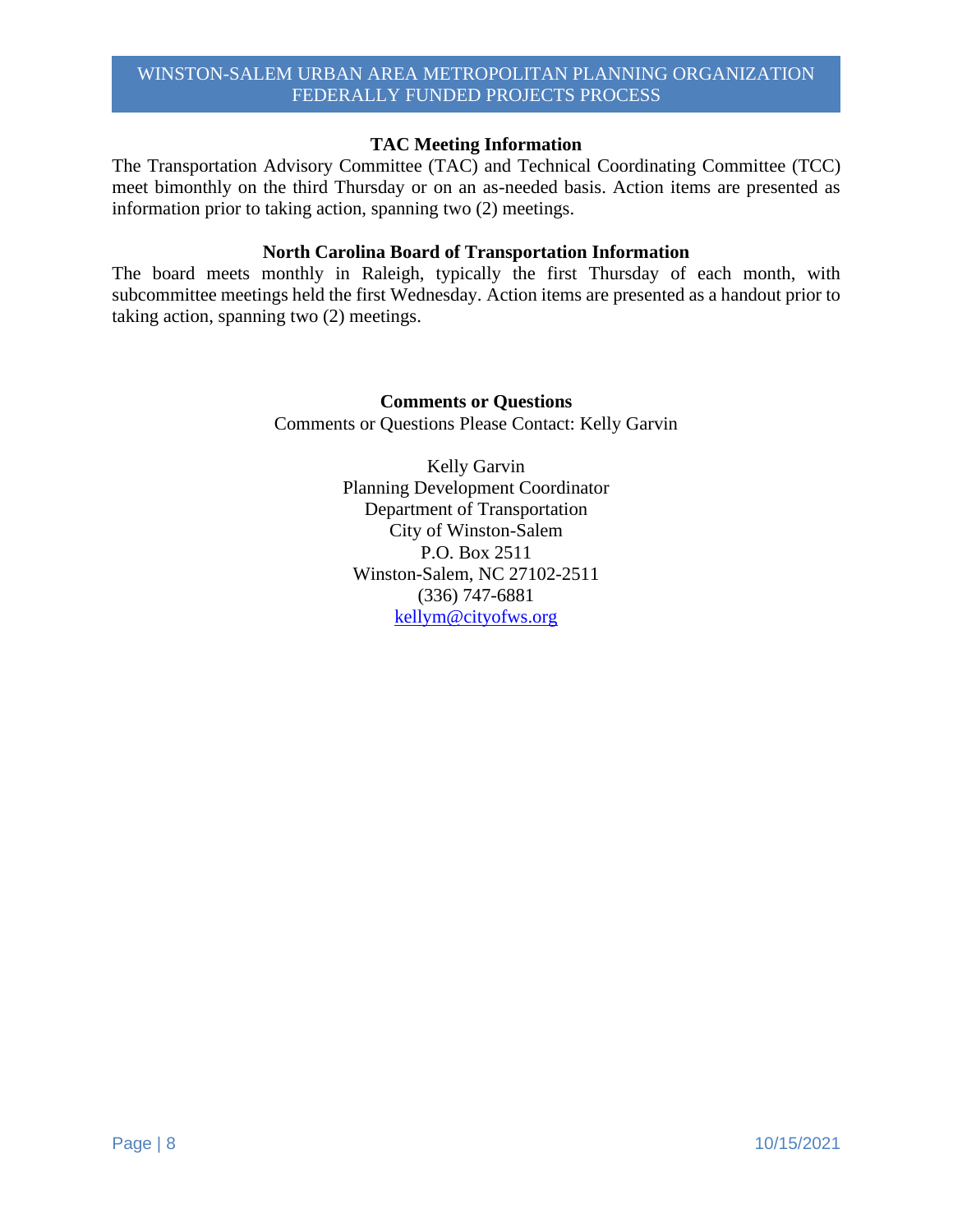### TAC Meeting Information

The Transportation Advisory Committee (TAC) and Technical Coordinating Committee (TCC) meet bimonthly on the third Thursday or on an as-needed basis. Action items are presented as information prior to taking action, spanning two (2) meetings.

### North Carolina Board of Transportation Information

The board meets monthly in Raleigh, typically the first Thursday of each month, with subcommittee meetings held the first Wednesday. Action items are presented as a handout prior to taking action, spanning two (2) meetings.

### Comments or Questions

Comments or Questions Please Contact: Kelly Garvin

Kelly Garvin
Planning Development Coordinator
Department of Transportation
City of Winston-Salem
P.O. Box 2511
Winston-Salem, NC 27102-2511
(336) 747-6881
kellym@cityofws.org